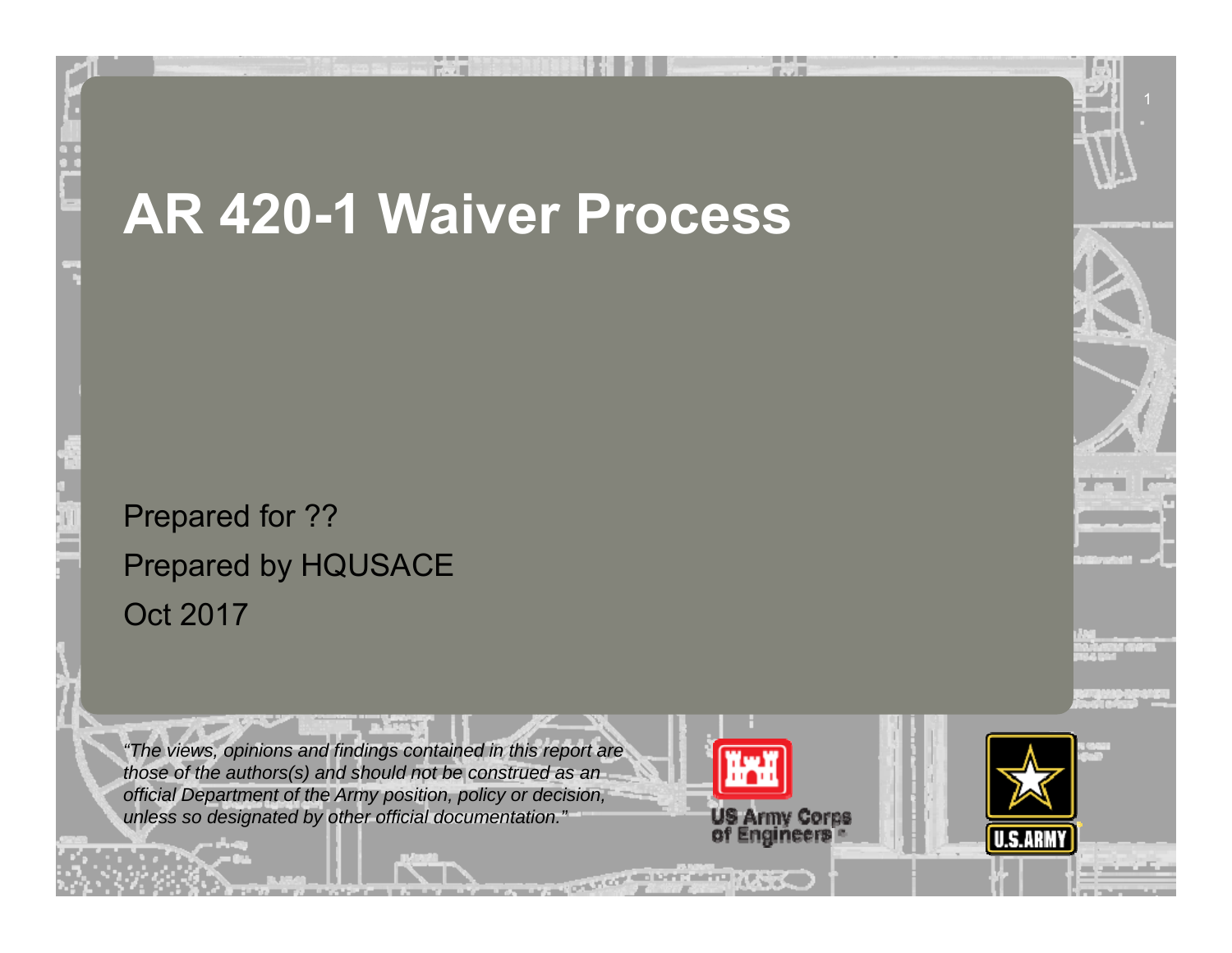# AR 420-1 Waiver Process

Prepared for ??

Prepared by HQUSACE

Oct 2017

*"The views, opinions and findings contained in this report are those of the authors(s) and should not be construed as an official Department of the Army position, policy or decision, unless so designated by other official documentation."*

US Army Corps of Engineers

U.S. ARMY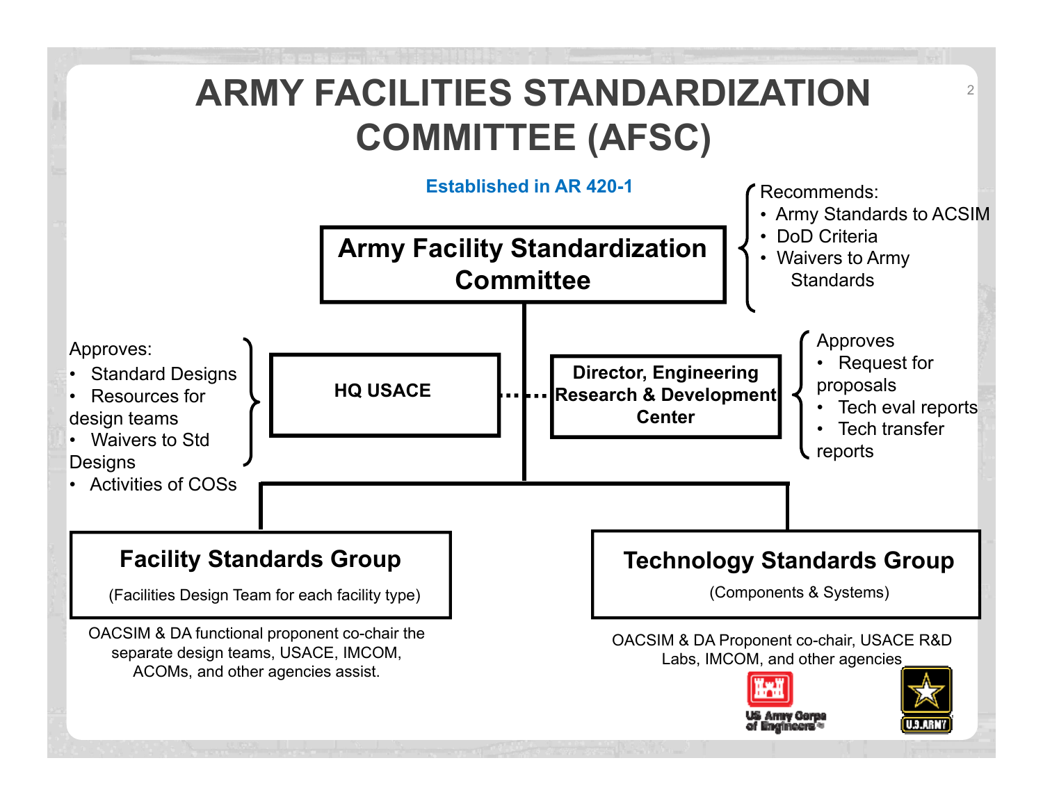# ARMY FACILITIES STANDARDIZATION COMMITTEE (AFSC)

**Established in AR 420-1**

## Army Facility Standardization Committee

Recommends:
- Army Standards to ACSIM
- DoD Criteria
- Waivers to Army Standards

### HQ USACE

Approves:
- Standard Designs
- Resources for design teams
- Waivers to Std Designs
- Activities of COSs

### Director, Engineering Research & Development Center

Approves
- Request for proposals
- Tech eval reports
- Tech transfer reports

### Facility Standards Group

(Facilities Design Team for each facility type)

OACSIM & DA functional proponent co-chair the separate design teams, USACE, IMCOM, ACOMs, and other agencies assist.

### Technology Standards Group

(Components & Systems)

OACSIM & DA Proponent co-chair, USACE R&D Labs, IMCOM, and other agencies

US Army Corps of Engineers

U.S. ARMY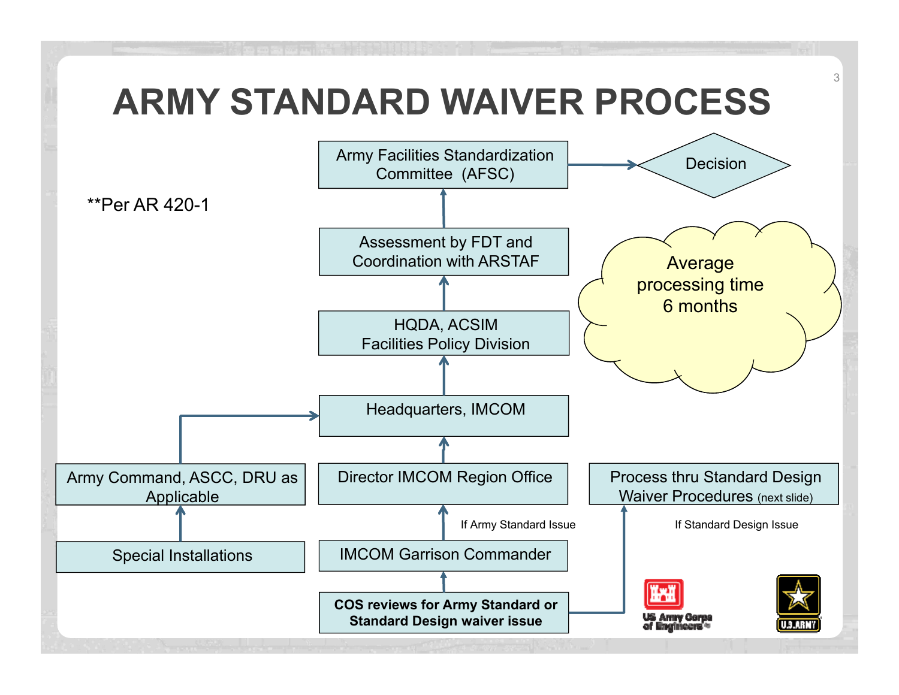# ARMY STANDARD WAIVER PROCESS

**Per AR 420-1

- **COS reviews for Army Standard or Standard Design waiver issue**
  - If Army Standard Issue:
    - IMCOM Garrison Commander
    - Director IMCOM Region Office
    - Headquarters, IMCOM
    - HQDA, ACSIM Facilities Policy Division
    - Assessment by FDT and Coordination with ARSTAF
    - Army Facilities Standardization Committee (AFSC)
    - Decision
  - If Standard Design Issue:
    - Process thru Standard Design Waiver Procedures (next slide)
- Special Installations
  - Army Command, ASCC, DRU as Applicable
  - Headquarters, IMCOM

Average processing time 6 months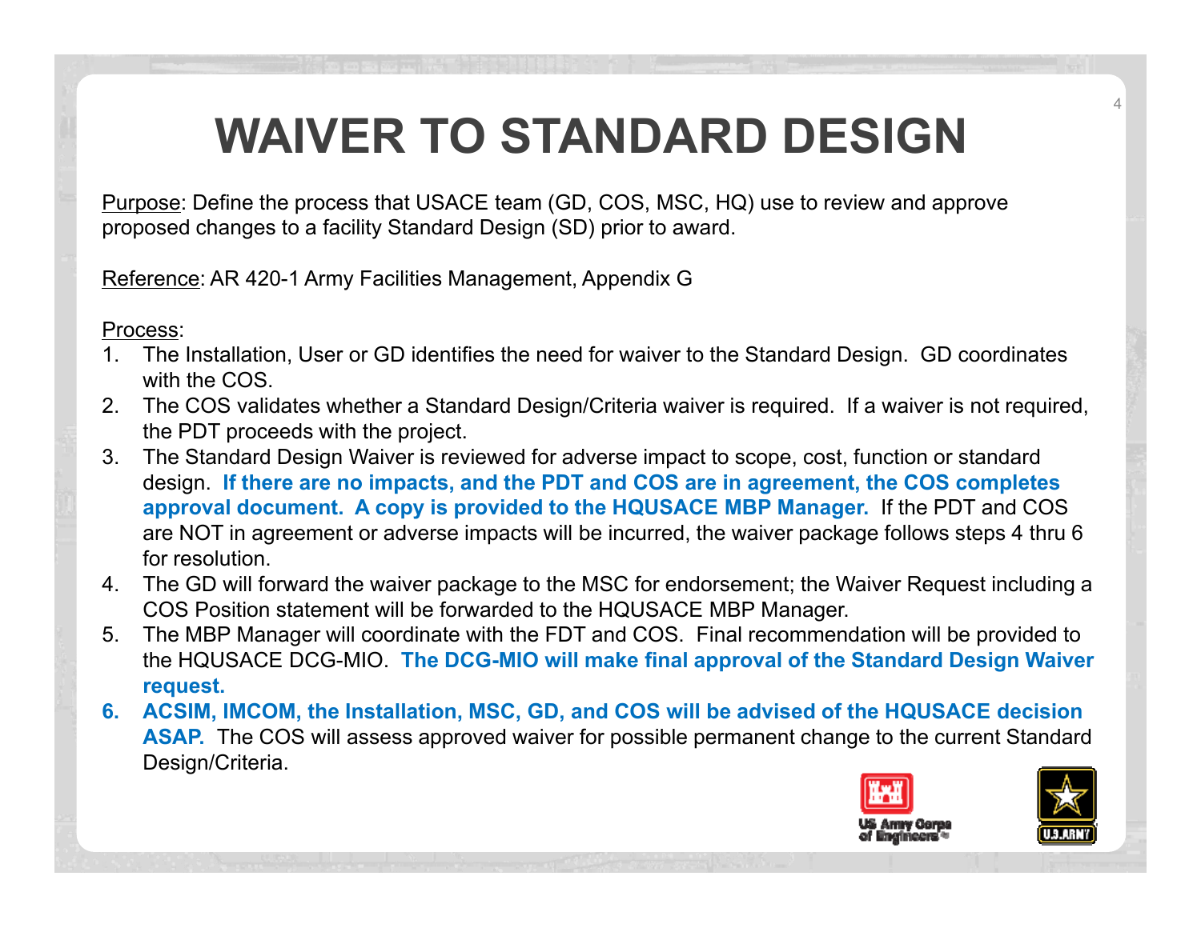# WAIVER TO STANDARD DESIGN

Purpose: Define the process that USACE team (GD, COS, MSC, HQ) use to review and approve proposed changes to a facility Standard Design (SD) prior to award.

Reference: AR 420-1 Army Facilities Management, Appendix G

Process:

1. The Installation, User or GD identifies the need for waiver to the Standard Design. GD coordinates with the COS.
2. The COS validates whether a Standard Design/Criteria waiver is required. If a waiver is not required, the PDT proceeds with the project.
3. The Standard Design Waiver is reviewed for adverse impact to scope, cost, function or standard design. **If there are no impacts, and the PDT and COS are in agreement, the COS completes approval document. A copy is provided to the HQUSACE MBP Manager.** If the PDT and COS are NOT in agreement or adverse impacts will be incurred, the waiver package follows steps 4 thru 6 for resolution.
4. The GD will forward the waiver package to the MSC for endorsement; the Waiver Request including a COS Position statement will be forwarded to the HQUSACE MBP Manager.
5. The MBP Manager will coordinate with the FDT and COS. Final recommendation will be provided to the HQUSACE DCG-MIO. **The DCG-MIO will make final approval of the Standard Design Waiver request.**
6. **ACSIM, IMCOM, the Installation, MSC, GD, and COS will be advised of the HQUSACE decision ASAP.** The COS will assess approved waiver for possible permanent change to the current Standard Design/Criteria.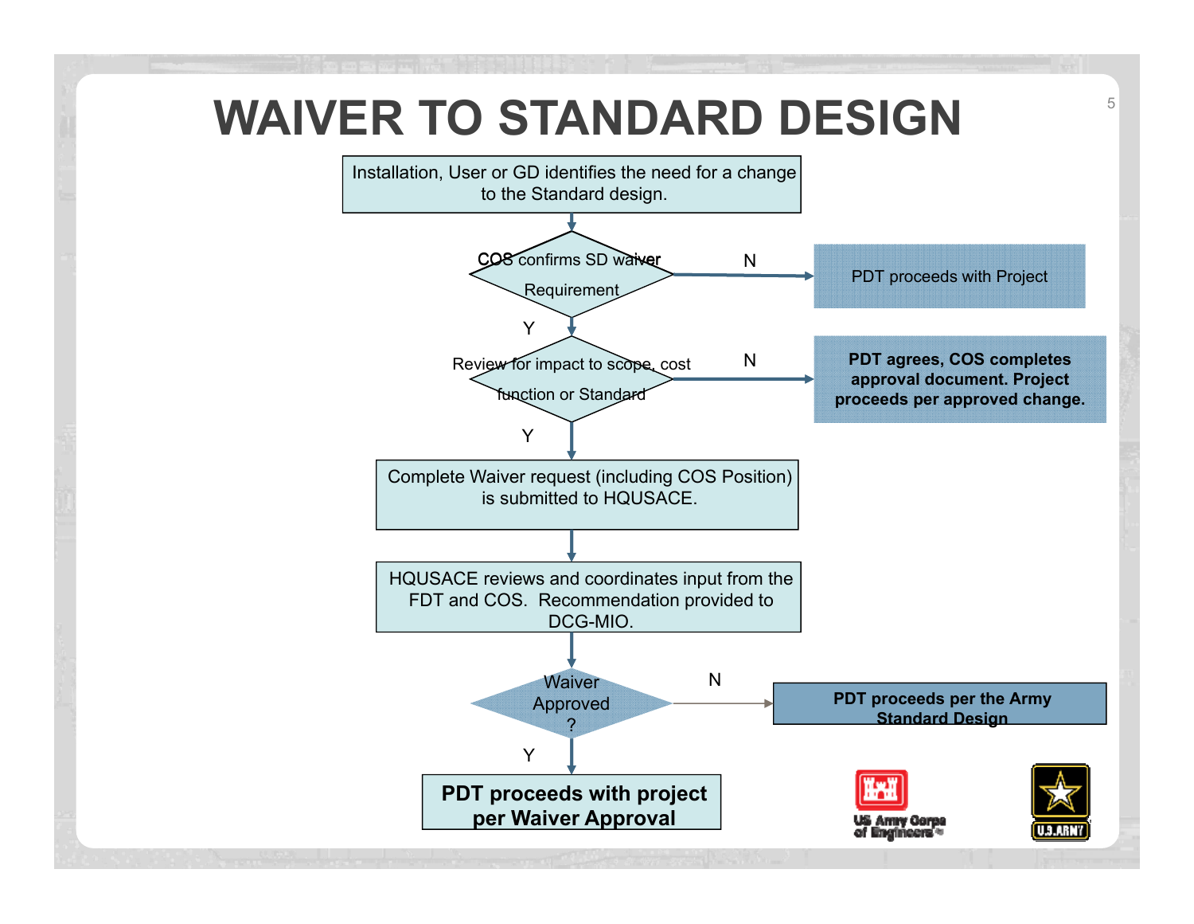# WAIVER TO STANDARD DESIGN

Installation, User or GD identifies the need for a change to the Standard design.

COS confirms SD waiver Requirement

- N → PDT proceeds with Project
- Y ↓

Review for impact to scope, cost function or Standard

- N → **PDT agrees, COS completes approval document. Project proceeds per approved change.**
- Y ↓

Complete Waiver request (including COS Position) is submitted to HQUSACE.

HQUSACE reviews and coordinates input from the FDT and COS. Recommendation provided to DCG-MIO.

Waiver Approved ?

- N → **PDT proceeds per the Army Standard Design**
- Y ↓

**PDT proceeds with project per Waiver Approval**

US Army Corps of Engineers

U.S. ARMY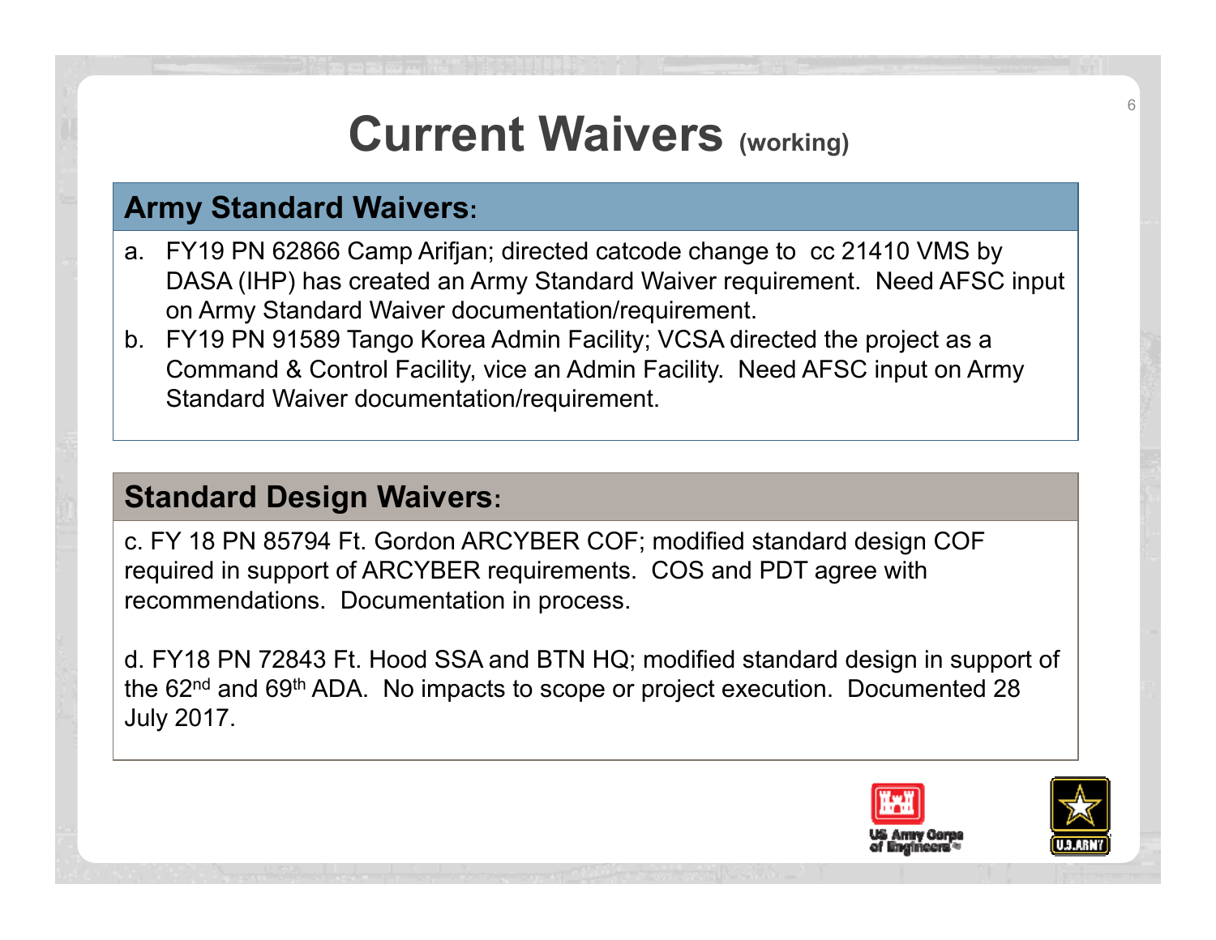# Current Waivers (working)

## Army Standard Waivers:

a. FY19 PN 62866 Camp Arifjan; directed catcode change to cc 21410 VMS by DASA (IHP) has created an Army Standard Waiver requirement. Need AFSC input on Army Standard Waiver documentation/requirement.

b. FY19 PN 91589 Tango Korea Admin Facility; VCSA directed the project as a Command & Control Facility, vice an Admin Facility. Need AFSC input on Army Standard Waiver documentation/requirement.

## Standard Design Waivers:

c. FY 18 PN 85794 Ft. Gordon ARCYBER COF; modified standard design COF required in support of ARCYBER requirements. COS and PDT agree with recommendations. Documentation in process.

d. FY18 PN 72843 Ft. Hood SSA and BTN HQ; modified standard design in support of the 62nd and 69th ADA. No impacts to scope or project execution. Documented 28 July 2017.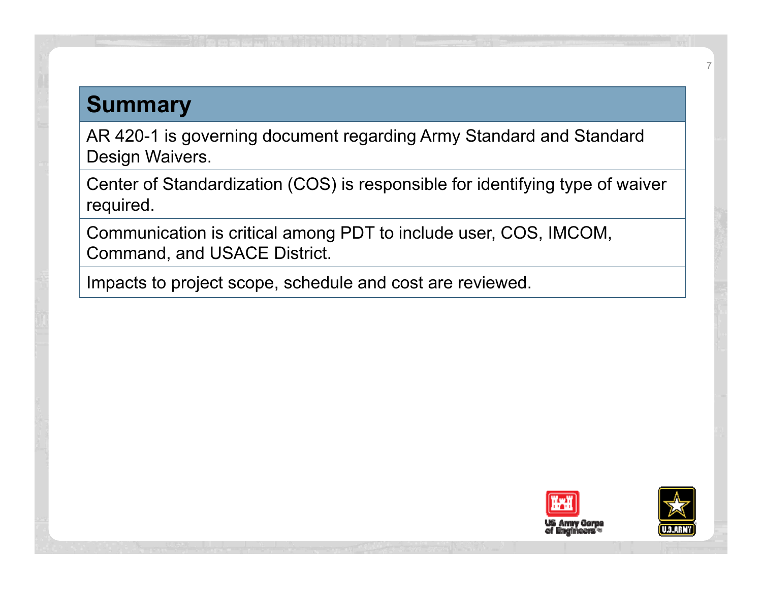## Summary

| Summary |
|---|
| AR 420-1 is governing document regarding Army Standard and Standard Design Waivers. |
| Center of Standardization (COS) is responsible for identifying type of waiver required. |
| Communication is critical among PDT to include user, COS, IMCOM, Command, and USACE District. |
| Impacts to project scope, schedule and cost are reviewed. |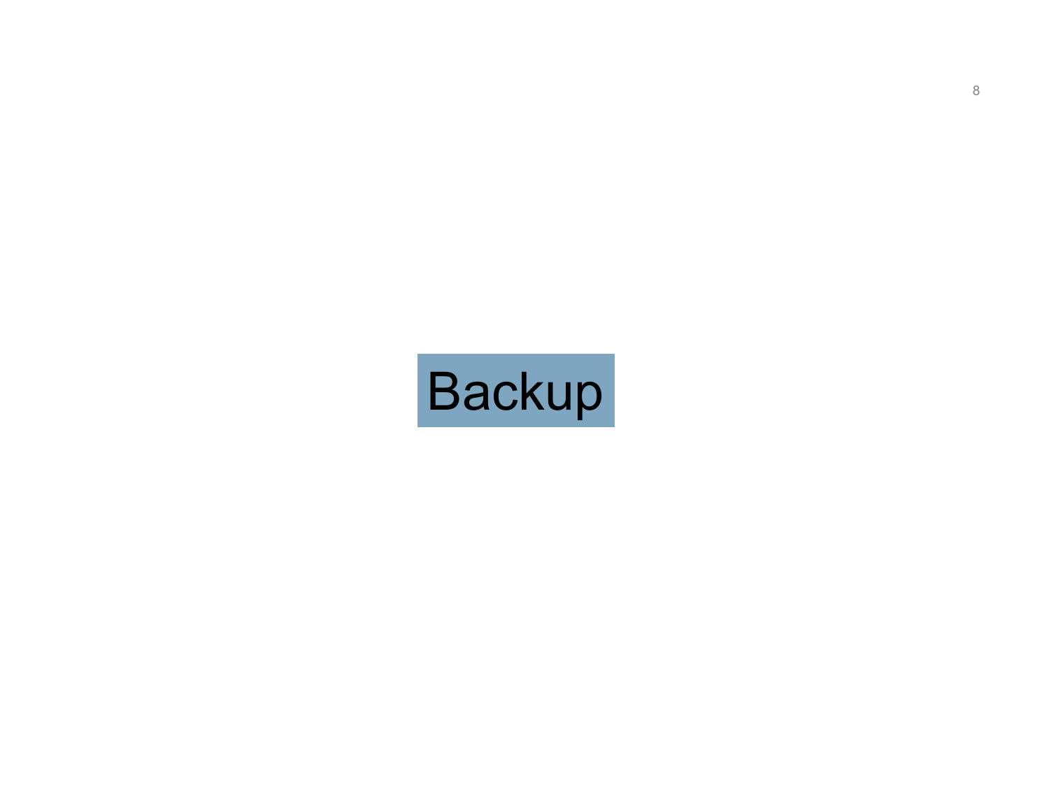# Backup